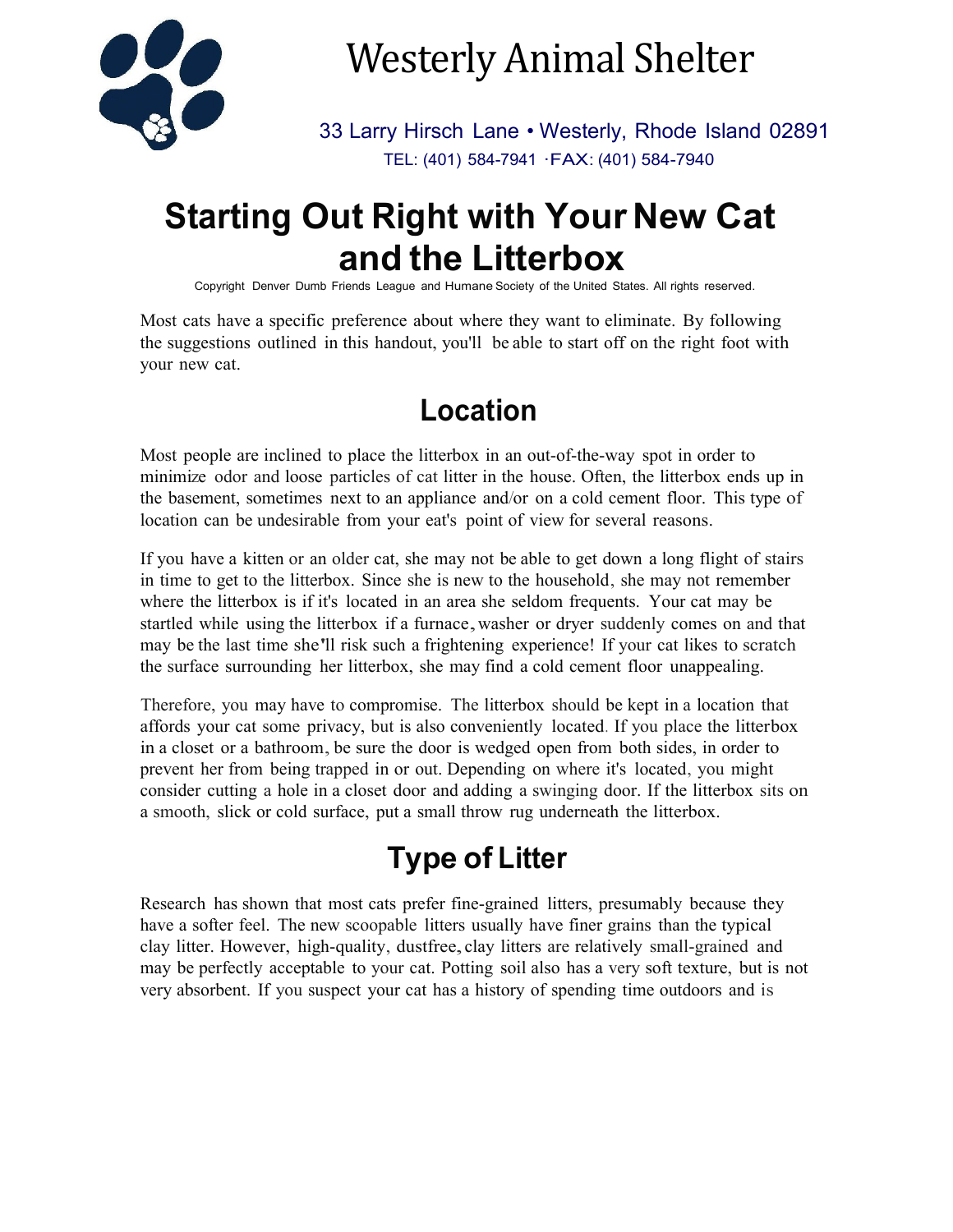# Westerly Animal Shelter

33 Larry Hirsch Lane • Westerly, Rhode Island 02891
TEL: (401) 584-7941 ·FAX: (401) 584-7940

# Starting Out Right with Your New Cat and the Litterbox

Copyright Denver Dumb Friends League and Humane Society of the United States. All rights reserved.

Most cats have a specific preference about where they want to eliminate. By following the suggestions outlined in this handout, you'll be able to start off on the right foot with your new cat.

## Location

Most people are inclined to place the litterbox in an out-of-the-way spot in order to minimize odor and loose particles of cat litter in the house. Often, the litterbox ends up in the basement, sometimes next to an appliance and/or on a cold cement floor. This type of location can be undesirable from your eat's point of view for several reasons.

If you have a kitten or an older cat, she may not be able to get down a long flight of stairs in time to get to the litterbox. Since she is new to the household, she may not remember where the litterbox is if it's located in an area she seldom frequents. Your cat may be startled while using the litterbox if a furnace, washer or dryer suddenly comes on and that may be the last time she'll risk such a frightening experience! If your cat likes to scratch the surface surrounding her litterbox, she may find a cold cement floor unappealing.

Therefore, you may have to compromise. The litterbox should be kept in a location that affords your cat some privacy, but is also conveniently located. If you place the litterbox in a closet or a bathroom, be sure the door is wedged open from both sides, in order to prevent her from being trapped in or out. Depending on where it's located, you might consider cutting a hole in a closet door and adding a swinging door. If the litterbox sits on a smooth, slick or cold surface, put a small throw rug underneath the litterbox.

## Type of Litter

Research has shown that most cats prefer fine-grained litters, presumably because they have a softer feel. The new scoopable litters usually have finer grains than the typical clay litter. However, high-quality, dustfree, clay litters are relatively small-grained and may be perfectly acceptable to your cat. Potting soil also has a very soft texture, but is not very absorbent. If you suspect your cat has a history of spending time outdoors and is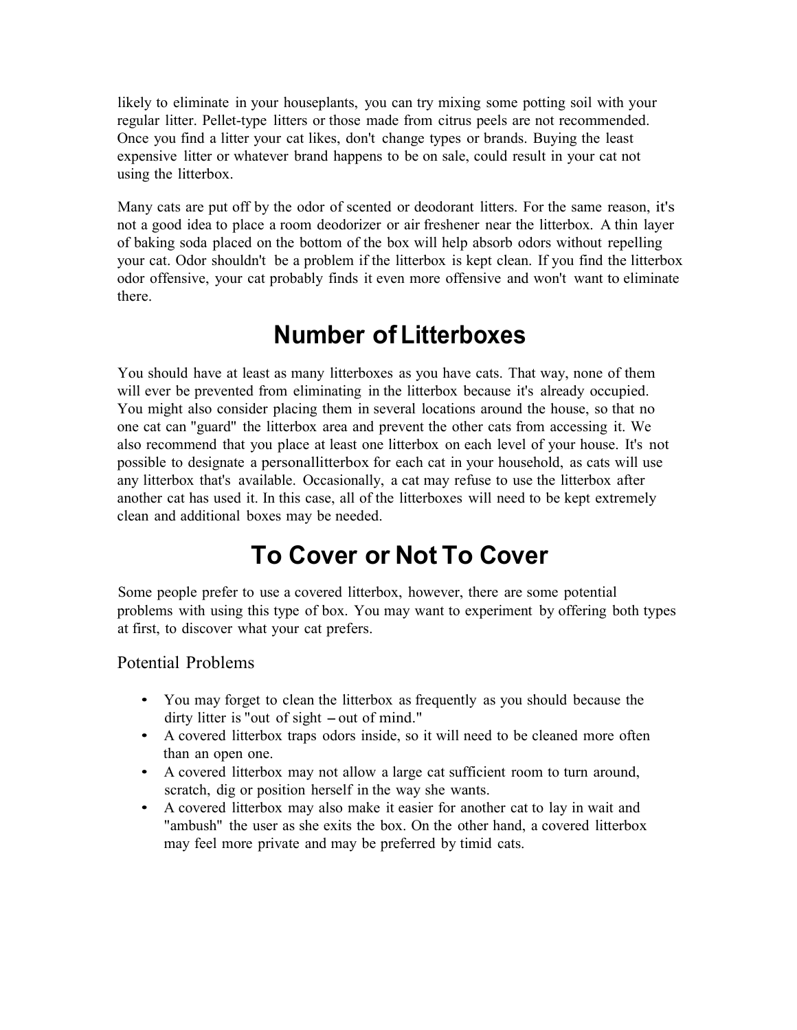likely to eliminate in your houseplants, you can try mixing some potting soil with your regular litter. Pellet-type litters or those made from citrus peels are not recommended. Once you find a litter your cat likes, don't change types or brands. Buying the least expensive litter or whatever brand happens to be on sale, could result in your cat not using the litterbox.

Many cats are put off by the odor of scented or deodorant litters. For the same reason, it's not a good idea to place a room deodorizer or air freshener near the litterbox. A thin layer of baking soda placed on the bottom of the box will help absorb odors without repelling your cat. Odor shouldn't be a problem if the litterbox is kept clean. If you find the litterbox odor offensive, your cat probably finds it even more offensive and won't want to eliminate there.

## Number of Litterboxes

You should have at least as many litterboxes as you have cats. That way, none of them will ever be prevented from eliminating in the litterbox because it's already occupied. You might also consider placing them in several locations around the house, so that no one cat can "guard" the litterbox area and prevent the other cats from accessing it. We also recommend that you place at least one litterbox on each level of your house. It's not possible to designate a personallitterbox for each cat in your household, as cats will use any litterbox that's available. Occasionally, a cat may refuse to use the litterbox after another cat has used it. In this case, all of the litterboxes will need to be kept extremely clean and additional boxes may be needed.

## To Cover or Not To Cover

Some people prefer to use a covered litterbox, however, there are some potential problems with using this type of box. You may want to experiment by offering both types at first, to discover what your cat prefers.

### Potential Problems

- You may forget to clean the litterbox as frequently as you should because the dirty litter is "out of sight – out of mind."
- A covered litterbox traps odors inside, so it will need to be cleaned more often than an open one.
- A covered litterbox may not allow a large cat sufficient room to turn around, scratch, dig or position herself in the way she wants.
- A covered litterbox may also make it easier for another cat to lay in wait and "ambush" the user as she exits the box. On the other hand, a covered litterbox may feel more private and may be preferred by timid cats.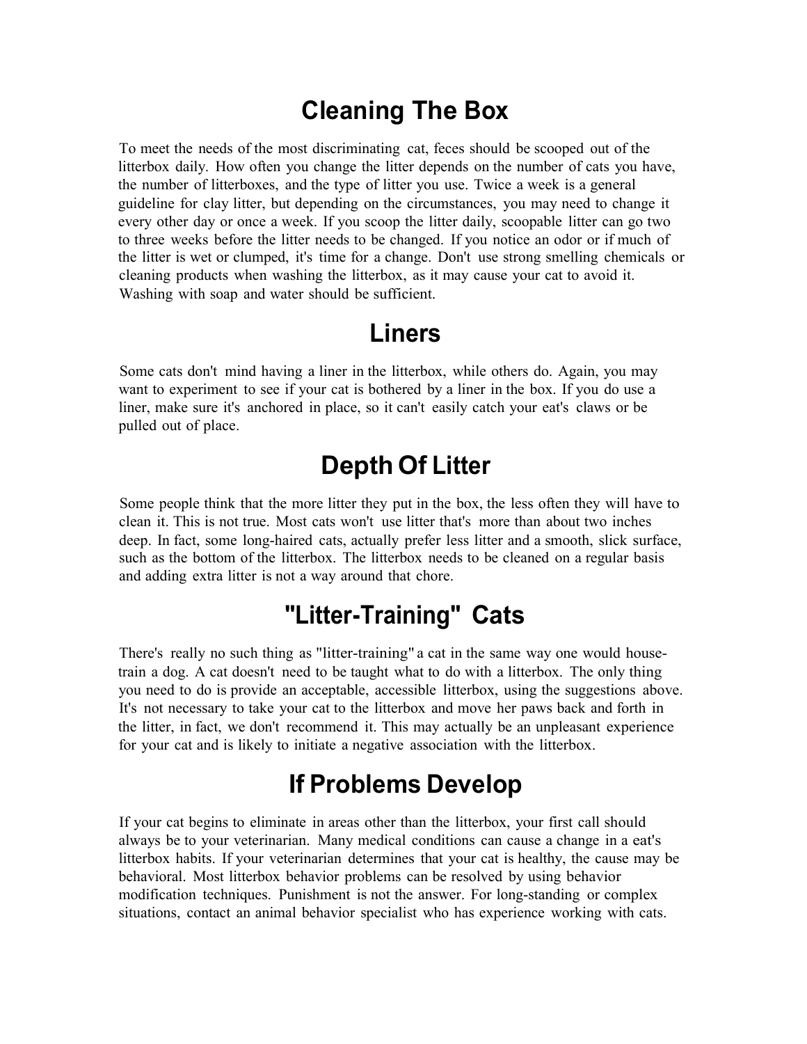## Cleaning The Box

To meet the needs of the most discriminating cat, feces should be scooped out of the litterbox daily. How often you change the litter depends on the number of cats you have, the number of litterboxes, and the type of litter you use. Twice a week is a general guideline for clay litter, but depending on the circumstances, you may need to change it every other day or once a week. If you scoop the litter daily, scoopable litter can go two to three weeks before the litter needs to be changed. If you notice an odor or if much of the litter is wet or clumped, it's time for a change. Don't use strong smelling chemicals or cleaning products when washing the litterbox, as it may cause your cat to avoid it. Washing with soap and water should be sufficient.

## Liners

Some cats don't mind having a liner in the litterbox, while others do. Again, you may want to experiment to see if your cat is bothered by a liner in the box. If you do use a liner, make sure it's anchored in place, so it can't easily catch your eat's claws or be pulled out of place.

## Depth Of Litter

Some people think that the more litter they put in the box, the less often they will have to clean it. This is not true. Most cats won't use litter that's more than about two inches deep. In fact, some long-haired cats, actually prefer less litter and a smooth, slick surface, such as the bottom of the litterbox. The litterbox needs to be cleaned on a regular basis and adding extra litter is not a way around that chore.

## "Litter-Training" Cats

There's really no such thing as "litter-training" a cat in the same way one would house-train a dog. A cat doesn't need to be taught what to do with a litterbox. The only thing you need to do is provide an acceptable, accessible litterbox, using the suggestions above. It's not necessary to take your cat to the litterbox and move her paws back and forth in the litter, in fact, we don't recommend it. This may actually be an unpleasant experience for your cat and is likely to initiate a negative association with the litterbox.

## If Problems Develop

If your cat begins to eliminate in areas other than the litterbox, your first call should always be to your veterinarian. Many medical conditions can cause a change in a eat's litterbox habits. If your veterinarian determines that your cat is healthy, the cause may be behavioral. Most litterbox behavior problems can be resolved by using behavior modification techniques. Punishment is not the answer. For long-standing or complex situations, contact an animal behavior specialist who has experience working with cats.